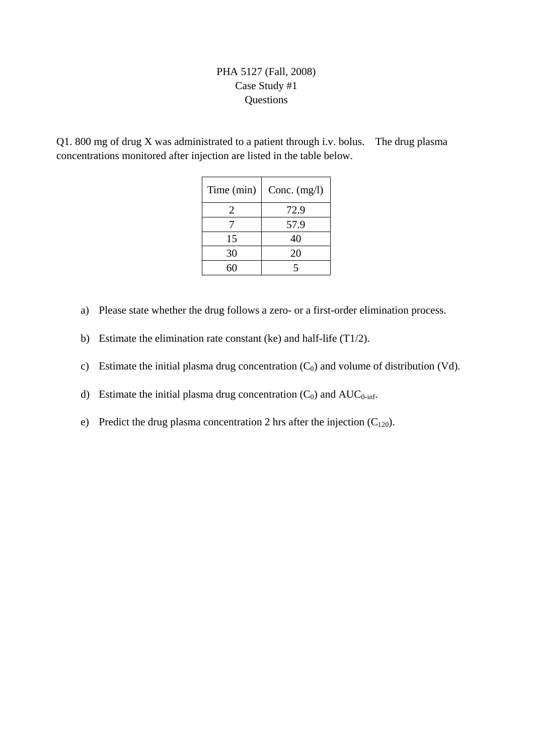# PHA 5127 (Fall, 2008)
## Case Study #1
## Questions

Q1. 800 mg of drug X was administrated to a patient through i.v. bolus. The drug plasma concentrations monitored after injection are listed in the table below.

| Time (min) | Conc. (mg/l) |
|---|---|
| 2 | 72.9 |
| 7 | 57.9 |
| 15 | 40 |
| 30 | 20 |
| 60 | 5 |

a) Please state whether the drug follows a zero- or a first-order elimination process.

b) Estimate the elimination rate constant (ke) and half-life (T1/2).

c) Estimate the initial plasma drug concentration ($C_0$) and volume of distribution (Vd).

d) Estimate the initial plasma drug concentration ($C_0$) and $AUC_{0\text{-inf}}$.

e) Predict the drug plasma concentration 2 hrs after the injection ($C_{120}$).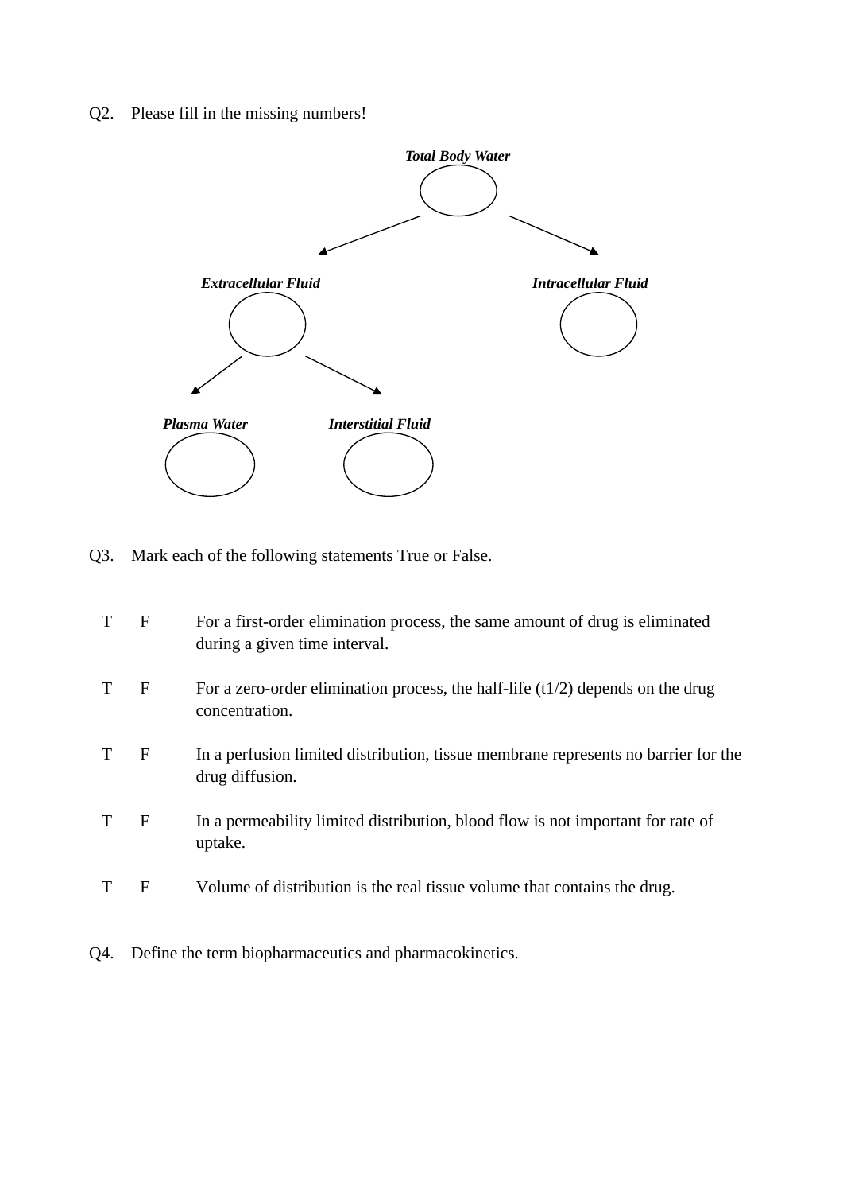Q2. Please fill in the missing numbers!

***Total Body Water***

***Extracellular Fluid***

***Intracellular Fluid***

***Plasma Water***

***Interstitial Fluid***

Q3. Mark each of the following statements True or False.

T F For a first-order elimination process, the same amount of drug is eliminated during a given time interval.

T F For a zero-order elimination process, the half-life (t1/2) depends on the drug concentration.

T F In a perfusion limited distribution, tissue membrane represents no barrier for the drug diffusion.

T F In a permeability limited distribution, blood flow is not important for rate of uptake.

T F Volume of distribution is the real tissue volume that contains the drug.

Q4. Define the term biopharmaceutics and pharmacokinetics.